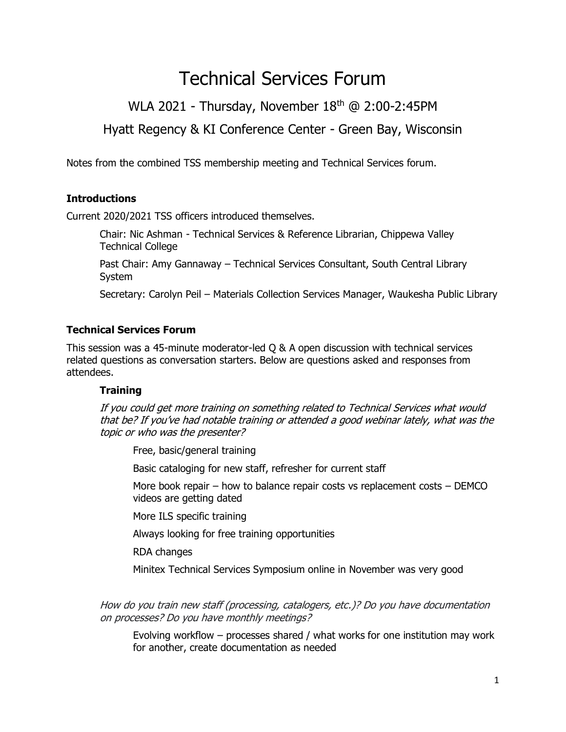# Technical Services Forum

## WLA 2021 - Thursday, November 18th @ 2:00-2:45PM

## Hyatt Regency & KI Conference Center - Green Bay, Wisconsin

Notes from the combined TSS membership meeting and Technical Services forum.

### Introductions

Current 2020/2021 TSS officers introduced themselves.

Chair: Nic Ashman - Technical Services & Reference Librarian, Chippewa Valley Technical College

Past Chair: Amy Gannaway – Technical Services Consultant, South Central Library System

Secretary: Carolyn Peil – Materials Collection Services Manager, Waukesha Public Library

### Technical Services Forum

This session was a 45-minute moderator-led Q & A open discussion with technical services related questions as conversation starters. Below are questions asked and responses from attendees.

#### Training

*If you could get more training on something related to Technical Services what would that be? If you've had notable training or attended a good webinar lately, what was the topic or who was the presenter?*

- Free, basic/general training
- Basic cataloging for new staff, refresher for current staff
- More book repair – how to balance repair costs vs replacement costs – DEMCO videos are getting dated
- More ILS specific training
- Always looking for free training opportunities
- RDA changes
- Minitex Technical Services Symposium online in November was very good

*How do you train new staff (processing, catalogers, etc.)? Do you have documentation on processes? Do you have monthly meetings?*

- Evolving workflow – processes shared / what works for one institution may work for another, create documentation as needed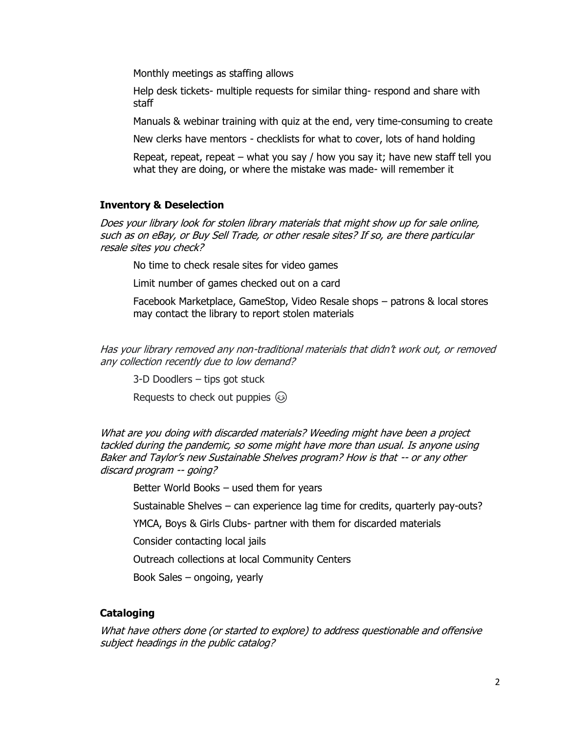Monthly meetings as staffing allows

Help desk tickets- multiple requests for similar thing- respond and share with staff

Manuals & webinar training with quiz at the end, very time-consuming to create

New clerks have mentors - checklists for what to cover, lots of hand holding

Repeat, repeat, repeat – what you say / how you say it; have new staff tell you what they are doing, or where the mistake was made- will remember it

### Inventory & Deselection

*Does your library look for stolen library materials that might show up for sale online, such as on eBay, or Buy Sell Trade, or other resale sites? If so, are there particular resale sites you check?*

No time to check resale sites for video games

Limit number of games checked out on a card

Facebook Marketplace, GameStop, Video Resale shops – patrons & local stores may contact the library to report stolen materials

*Has your library removed any non-traditional materials that didn't work out, or removed any collection recently due to low demand?*

3-D Doodlers – tips got stuck

Requests to check out puppies 😉

*What are you doing with discarded materials? Weeding might have been a project tackled during the pandemic, so some might have more than usual. Is anyone using Baker and Taylor's new Sustainable Shelves program? How is that -- or any other discard program -- going?*

Better World Books – used them for years

Sustainable Shelves – can experience lag time for credits, quarterly pay-outs?

YMCA, Boys & Girls Clubs- partner with them for discarded materials

Consider contacting local jails

Outreach collections at local Community Centers

Book Sales – ongoing, yearly

### Cataloging

*What have others done (or started to explore) to address questionable and offensive subject headings in the public catalog?*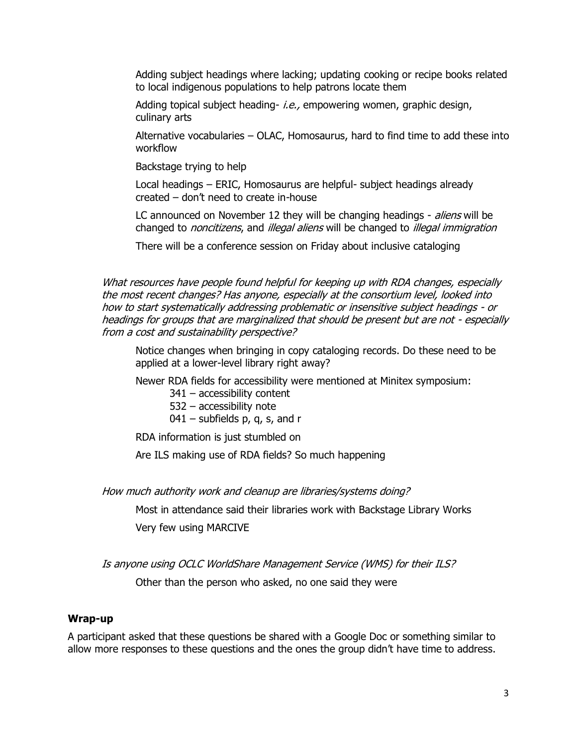Adding subject headings where lacking; updating cooking or recipe books related to local indigenous populations to help patrons locate them

Adding topical subject heading- *i.e.,* empowering women, graphic design, culinary arts

Alternative vocabularies – OLAC, Homosaurus, hard to find time to add these into workflow

Backstage trying to help

Local headings – ERIC, Homosaurus are helpful- subject headings already created – don't need to create in-house

LC announced on November 12 they will be changing headings - *aliens* will be changed to *noncitizens*, and *illegal aliens* will be changed to *illegal immigration*

There will be a conference session on Friday about inclusive cataloging

*What resources have people found helpful for keeping up with RDA changes, especially the most recent changes? Has anyone, especially at the consortium level, looked into how to start systematically addressing problematic or insensitive subject headings - or headings for groups that are marginalized that should be present but are not - especially from a cost and sustainability perspective?*

Notice changes when bringing in copy cataloging records. Do these need to be applied at a lower-level library right away?

Newer RDA fields for accessibility were mentioned at Minitex symposium:

- 341 – accessibility content
- 532 – accessibility note
- 041 – subfields p, q, s, and r

RDA information is just stumbled on

Are ILS making use of RDA fields? So much happening

*How much authority work and cleanup are libraries/systems doing?*

Most in attendance said their libraries work with Backstage Library Works

Very few using MARCIVE

*Is anyone using OCLC WorldShare Management Service (WMS) for their ILS?*

Other than the person who asked, no one said they were

**Wrap-up**

A participant asked that these questions be shared with a Google Doc or something similar to allow more responses to these questions and the ones the group didn't have time to address.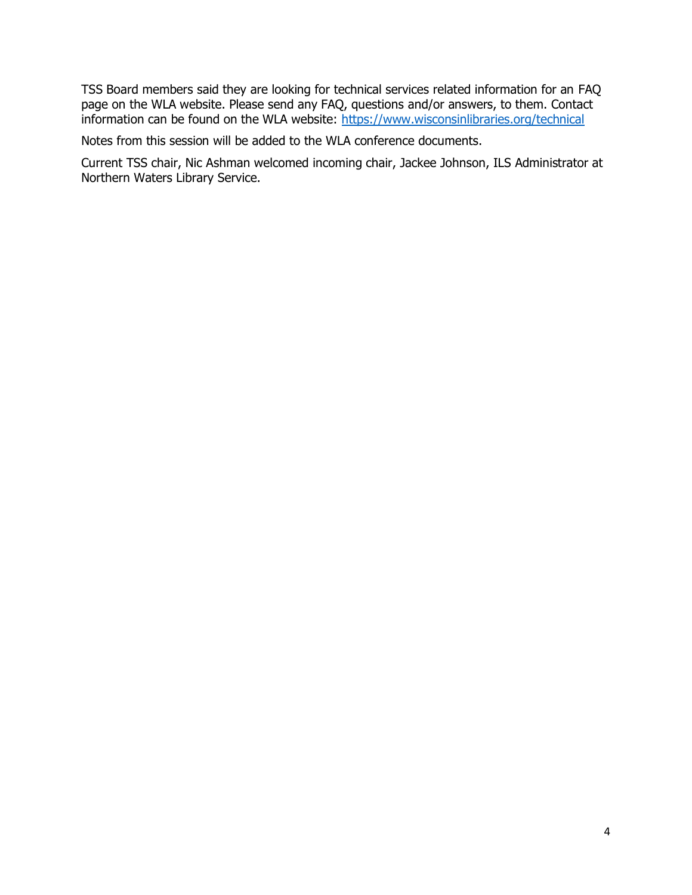TSS Board members said they are looking for technical services related information for an FAQ page on the WLA website. Please send any FAQ, questions and/or answers, to them. Contact information can be found on the WLA website: https://www.wisconsinlibraries.org/technical

Notes from this session will be added to the WLA conference documents.

Current TSS chair, Nic Ashman welcomed incoming chair, Jackee Johnson, ILS Administrator at Northern Waters Library Service.